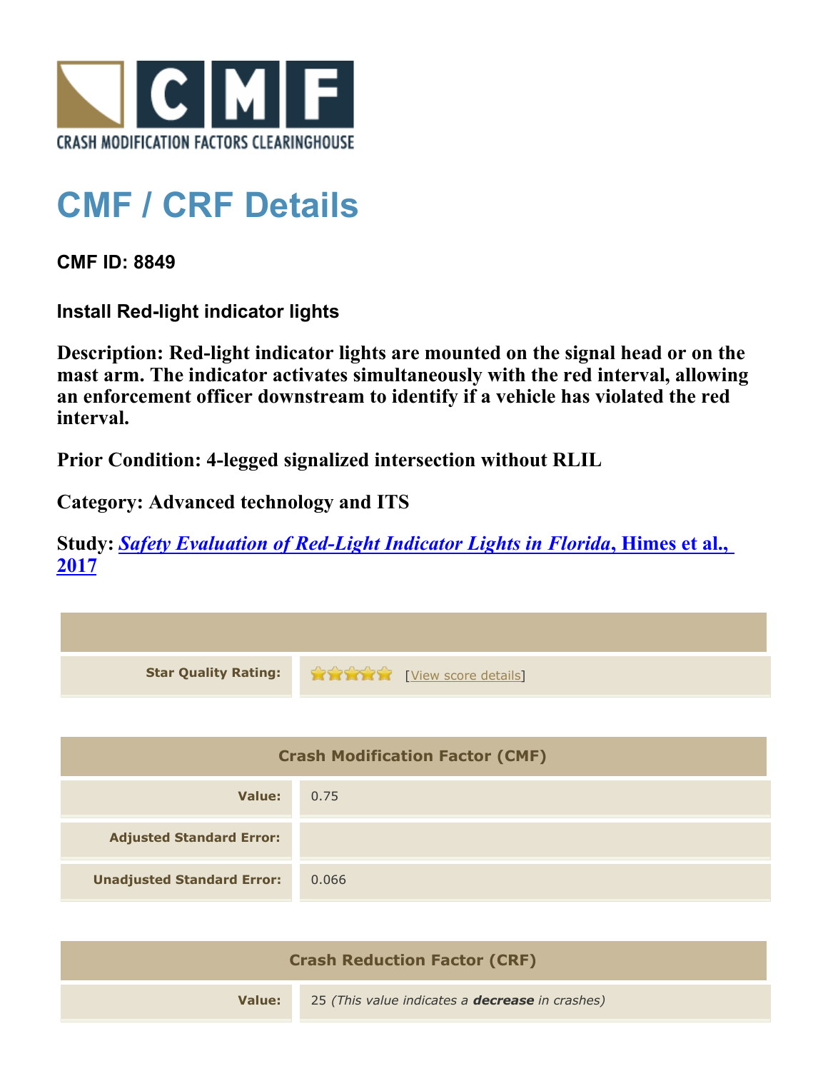CRASH MODIFICATION FACTORS CLEARINGHOUSE

# CMF / CRF Details

**CMF ID: 8849**

**Install Red-light indicator lights**

**Description: Red-light indicator lights are mounted on the signal head or on the mast arm. The indicator activates simultaneously with the red interval, allowing an enforcement officer downstream to identify if a vehicle has violated the red interval.**

**Prior Condition: 4-legged signalized intersection without RLIL**

**Category: Advanced technology and ITS**

**Study: *Safety Evaluation of Red-Light Indicator Lights in Florida*, Himes et al., 2017**

| | |
|---|---|
| **Star Quality Rating:** | ★★★★★ [View score details] |

| Crash Modification Factor (CMF) | |
|---|---|
| **Value:** | 0.75 |
| **Adjusted Standard Error:** | |
| **Unadjusted Standard Error:** | 0.066 |

| Crash Reduction Factor (CRF) | |
|---|---|
| **Value:** | 25 *(This value indicates a **decrease** in crashes)* |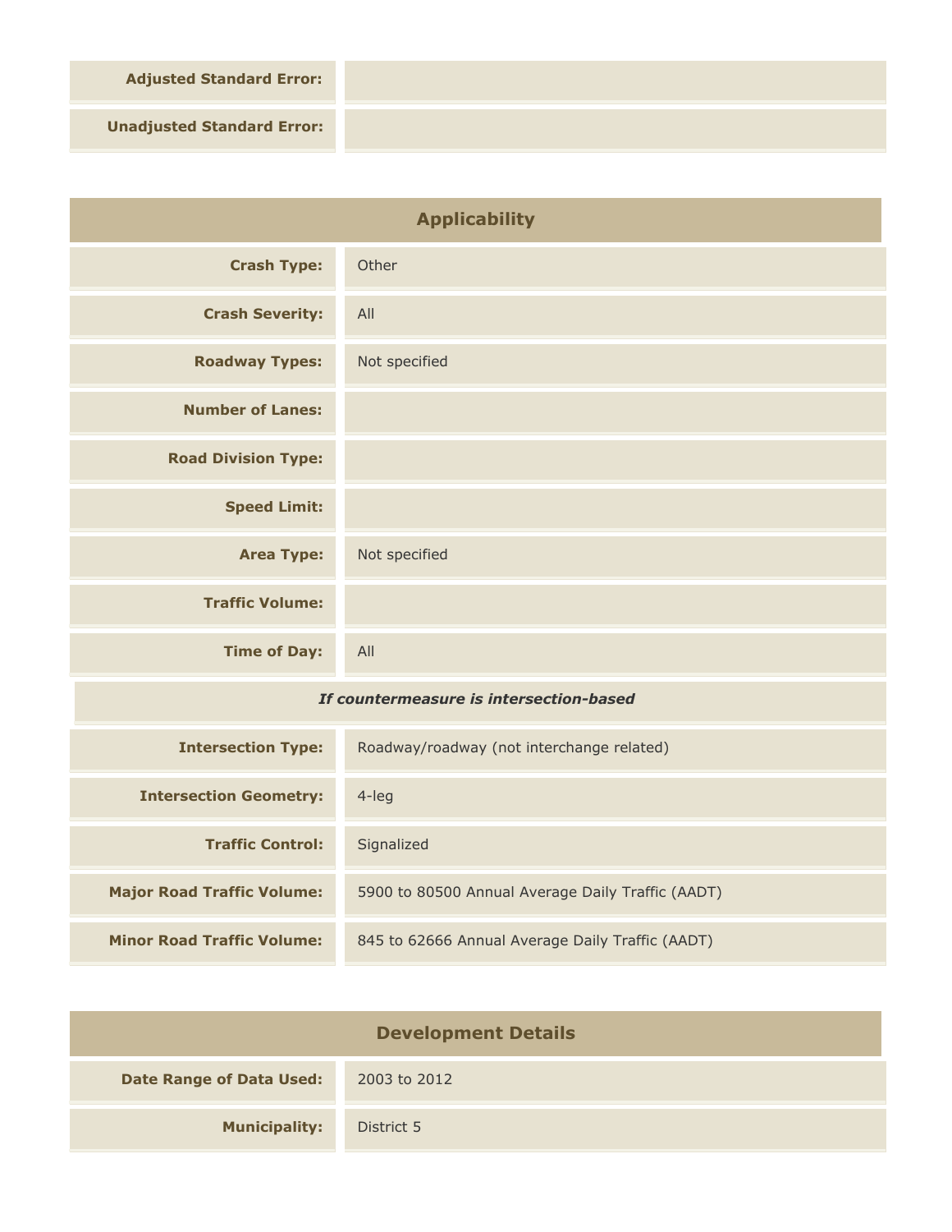| | |
|---|---|
| **Adjusted Standard Error:** | |
| **Unadjusted Standard Error:** | |

## Applicability

| | |
|---|---|
| **Crash Type:** | Other |
| **Crash Severity:** | All |
| **Roadway Types:** | Not specified |
| **Number of Lanes:** | |
| **Road Division Type:** | |
| **Speed Limit:** | |
| **Area Type:** | Not specified |
| **Traffic Volume:** | |
| **Time of Day:** | All |

***If countermeasure is intersection-based***

| | |
|---|---|
| **Intersection Type:** | Roadway/roadway (not interchange related) |
| **Intersection Geometry:** | 4-leg |
| **Traffic Control:** | Signalized |
| **Major Road Traffic Volume:** | 5900 to 80500 Annual Average Daily Traffic (AADT) |
| **Minor Road Traffic Volume:** | 845 to 62666 Annual Average Daily Traffic (AADT) |

## Development Details

| | |
|---|---|
| **Date Range of Data Used:** | 2003 to 2012 |
| **Municipality:** | District 5 |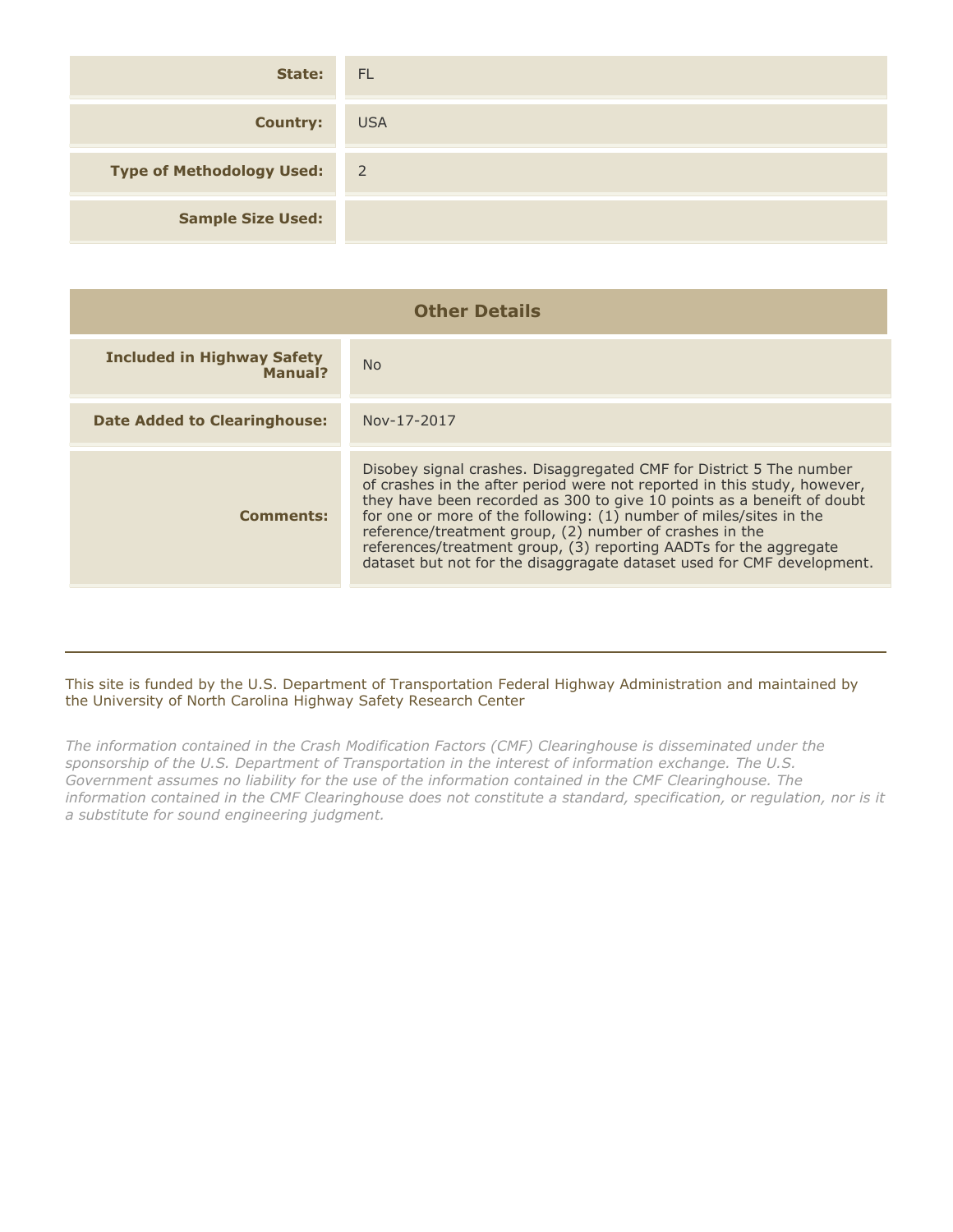| | |
|---|---|
| **State:** | FL |
| **Country:** | USA |
| **Type of Methodology Used:** | 2 |
| **Sample Size Used:** | |

## Other Details

| | |
|---|---|
| **Included in Highway Safety Manual?** | No |
| **Date Added to Clearinghouse:** | Nov-17-2017 |
| **Comments:** | Disobey signal crashes. Disaggregated CMF for District 5 The number of crashes in the after period were not reported in this study, however, they have been recorded as 300 to give 10 points as a beneift of doubt for one or more of the following: (1) number of miles/sites in the reference/treatment group, (2) number of crashes in the references/treatment group, (3) reporting AADTs for the aggregate dataset but not for the disaggragate dataset used for CMF development. |

---

This site is funded by the U.S. Department of Transportation Federal Highway Administration and maintained by the University of North Carolina Highway Safety Research Center

*The information contained in the Crash Modification Factors (CMF) Clearinghouse is disseminated under the sponsorship of the U.S. Department of Transportation in the interest of information exchange. The U.S. Government assumes no liability for the use of the information contained in the CMF Clearinghouse. The information contained in the CMF Clearinghouse does not constitute a standard, specification, or regulation, nor is it a substitute for sound engineering judgment.*